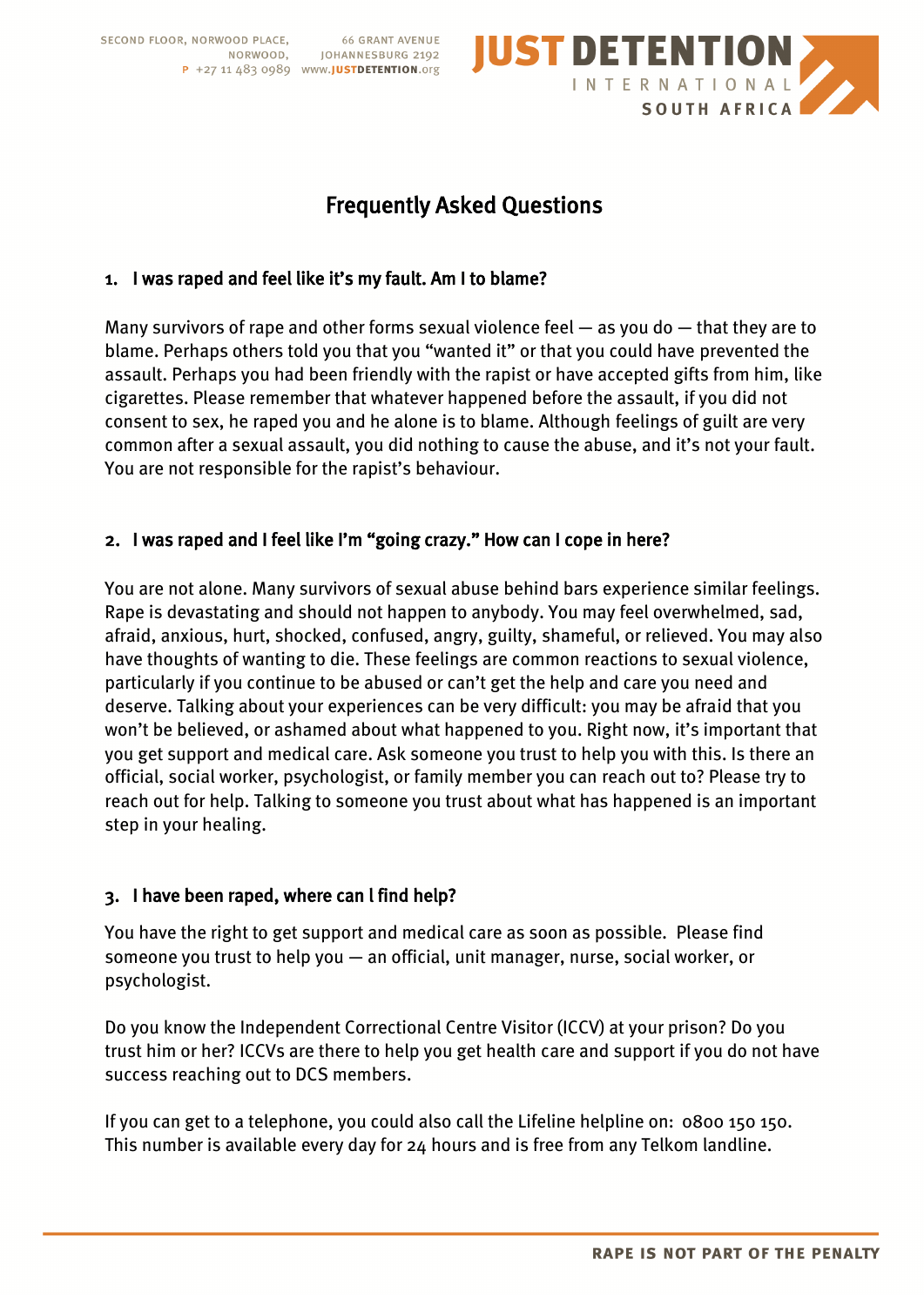SECOND FLOOR, NORWOOD PLACE, NORWOOD, 66 GRANT AVENUE JOHANNESBURG 2192
P +27 11 483 0989 www.JUSTDETENTION.org

JUST DETENTION INTERNATIONAL SOUTH AFRICA

# Frequently Asked Questions

## 1. I was raped and feel like it's my fault. Am I to blame?

Many survivors of rape and other forms sexual violence feel — as you do — that they are to blame. Perhaps others told you that you "wanted it" or that you could have prevented the assault. Perhaps you had been friendly with the rapist or have accepted gifts from him, like cigarettes. Please remember that whatever happened before the assault, if you did not consent to sex, he raped you and he alone is to blame. Although feelings of guilt are very common after a sexual assault, you did nothing to cause the abuse, and it's not your fault. You are not responsible for the rapist's behaviour.

## 2. I was raped and I feel like I'm "going crazy." How can I cope in here?

You are not alone. Many survivors of sexual abuse behind bars experience similar feelings. Rape is devastating and should not happen to anybody. You may feel overwhelmed, sad, afraid, anxious, hurt, shocked, confused, angry, guilty, shameful, or relieved. You may also have thoughts of wanting to die. These feelings are common reactions to sexual violence, particularly if you continue to be abused or can't get the help and care you need and deserve. Talking about your experiences can be very difficult: you may be afraid that you won't be believed, or ashamed about what happened to you. Right now, it's important that you get support and medical care. Ask someone you trust to help you with this. Is there an official, social worker, psychologist, or family member you can reach out to? Please try to reach out for help. Talking to someone you trust about what has happened is an important step in your healing.

## 3. I have been raped, where can I find help?

You have the right to get support and medical care as soon as possible. Please find someone you trust to help you — an official, unit manager, nurse, social worker, or psychologist.

Do you know the Independent Correctional Centre Visitor (ICCV) at your prison? Do you trust him or her? ICCVs are there to help you get health care and support if you do not have success reaching out to DCS members.

If you can get to a telephone, you could also call the Lifeline helpline on: 0800 150 150. This number is available every day for 24 hours and is free from any Telkom landline.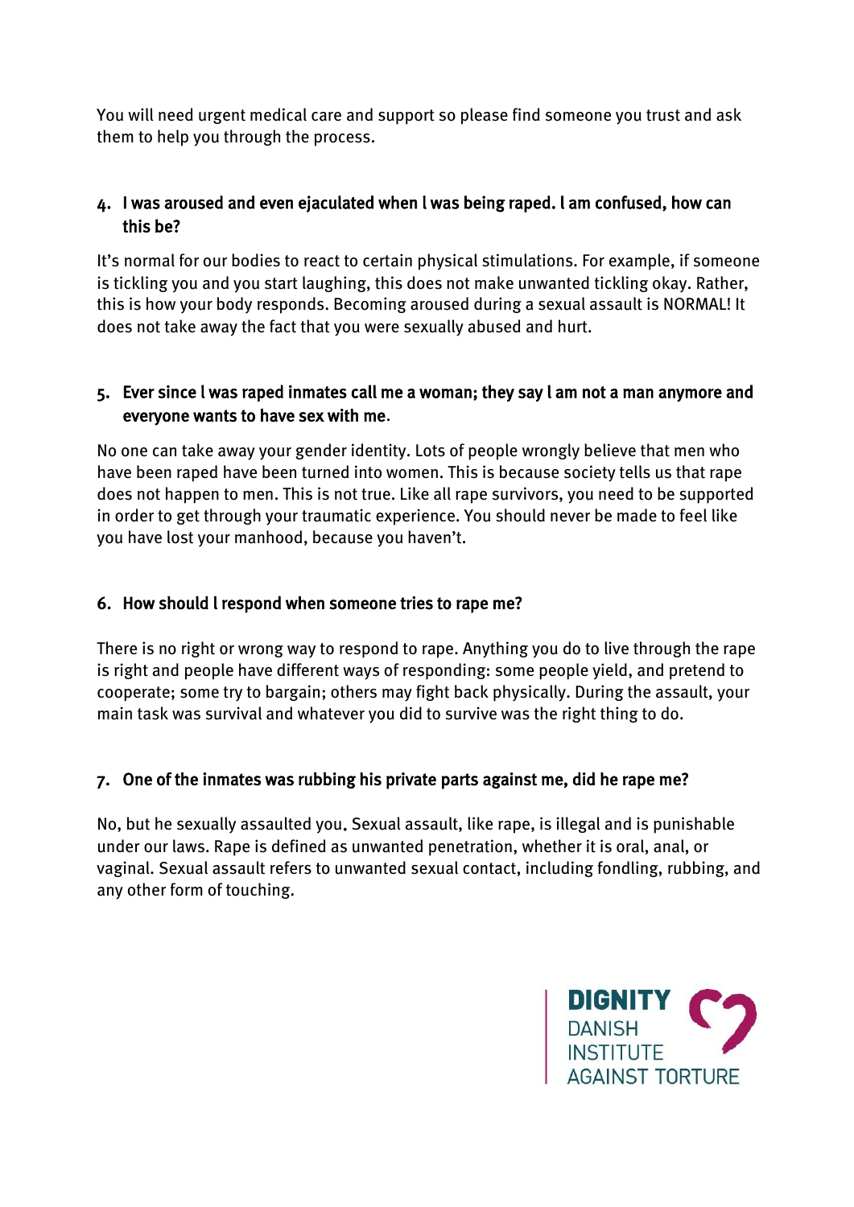You will need urgent medical care and support so please find someone you trust and ask them to help you through the process.

### 4. I was aroused and even ejaculated when I was being raped. I am confused, how can this be?

It's normal for our bodies to react to certain physical stimulations. For example, if someone is tickling you and you start laughing, this does not make unwanted tickling okay. Rather, this is how your body responds. Becoming aroused during a sexual assault is NORMAL! It does not take away the fact that you were sexually abused and hurt.

### 5. Ever since I was raped inmates call me a woman; they say I am not a man anymore and everyone wants to have sex with me.

No one can take away your gender identity. Lots of people wrongly believe that men who have been raped have been turned into women. This is because society tells us that rape does not happen to men. This is not true. Like all rape survivors, you need to be supported in order to get through your traumatic experience. You should never be made to feel like you have lost your manhood, because you haven't.

### 6. How should I respond when someone tries to rape me?

There is no right or wrong way to respond to rape. Anything you do to live through the rape is right and people have different ways of responding: some people yield, and pretend to cooperate; some try to bargain; others may fight back physically. During the assault, your main task was survival and whatever you did to survive was the right thing to do.

### 7. One of the inmates was rubbing his private parts against me, did he rape me?

No, but he sexually assaulted you. Sexual assault, like rape, is illegal and is punishable under our laws. Rape is defined as unwanted penetration, whether it is oral, anal, or vaginal. Sexual assault refers to unwanted sexual contact, including fondling, rubbing, and any other form of touching.

DIGNITY
DANISH
INSTITUTE
AGAINST TORTURE